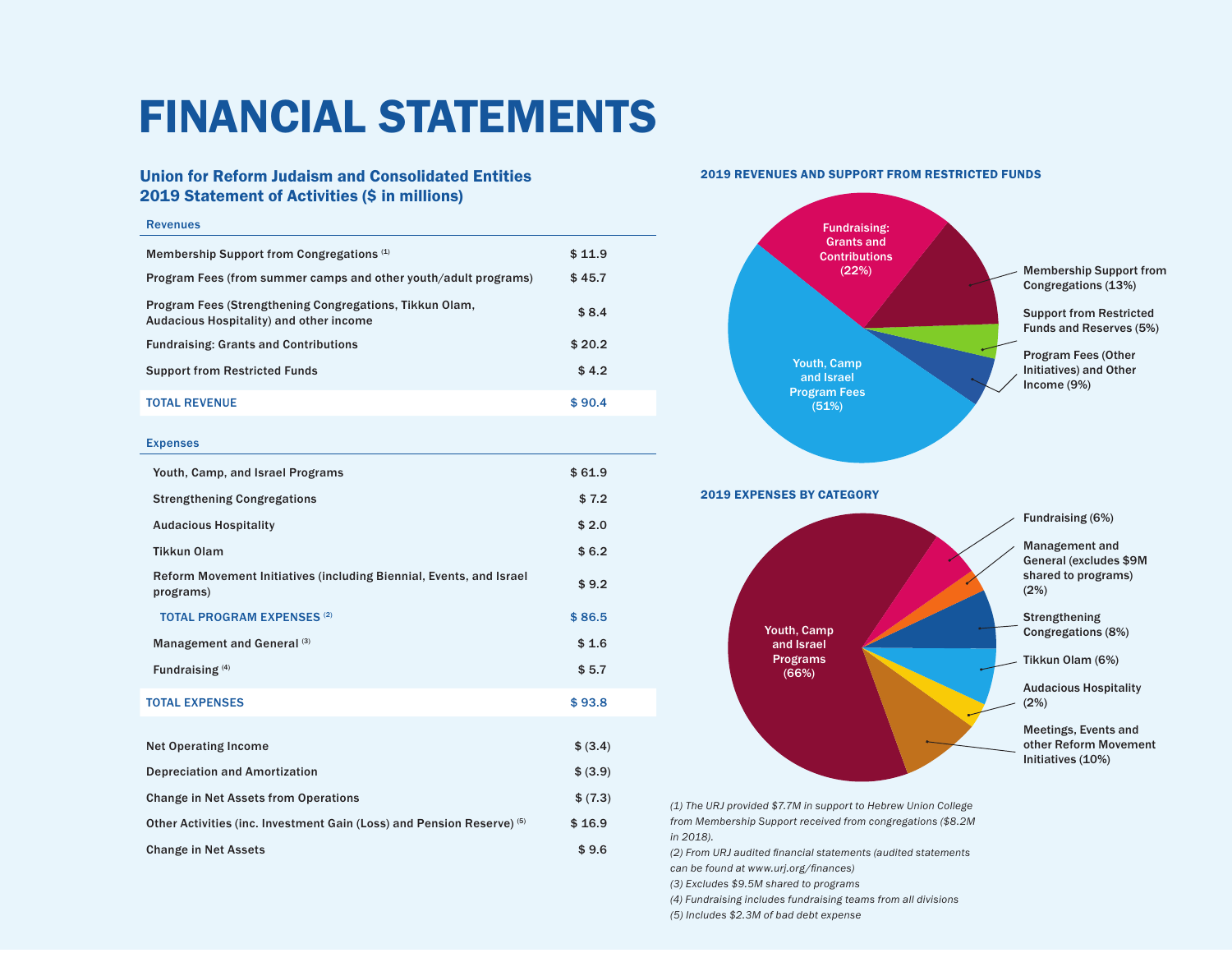# FINANCIAL STATEMENTS

## Union for Reform Judaism and Consolidated Entities
## 2019 Statement of Activities ($ in millions)

| Revenues | |
|---|---|
| Membership Support from Congregations [1] | $ 11.9 |
| Program Fees (from summer camps and other youth/adult programs) | $ 45.7 |
| Program Fees (Strengthening Congregations, Tikkun Olam, Audacious Hospitality) and other income | $ 8.4 |
| Fundraising: Grants and Contributions | $ 20.2 |
| Support from Restricted Funds | $ 4.2 |
| **TOTAL REVENUE** | **$ 90.4** |

| Expenses | |
|---|---|
| Youth, Camp, and Israel Programs | $ 61.9 |
| Strengthening Congregations | $ 7.2 |
| Audacious Hospitality | $ 2.0 |
| Tikkun Olam | $ 6.2 |
| Reform Movement Initiatives (including Biennial, Events, and Israel programs) | $ 9.2 |
| **TOTAL PROGRAM EXPENSES** [2] | **$ 86.5** |
| Management and General [3] | $ 1.6 |
| Fundraising [4] | $ 5.7 |
| **TOTAL EXPENSES** | **$ 93.8** |

| | |
|---|---|
| Net Operating Income | $ (3.4) |
| Depreciation and Amortization | $ (3.9) |
| Change in Net Assets from Operations | $ (7.3) |
| Other Activities (inc. Investment Gain (Loss) and Pension Reserve) [5] | $ 16.9 |
| Change in Net Assets | $ 9.6 |

### 2019 REVENUES AND SUPPORT FROM RESTRICTED FUNDS

- Youth, Camp and Israel Program Fees (51%)
- Fundraising: Grants and Contributions (22%)
- Membership Support from Congregations (13%)
- Support from Restricted Funds and Reserves (5%)
- Program Fees (Other Initiatives) and Other Income (9%)

### 2019 EXPENSES BY CATEGORY

- Youth, Camp and Israel Programs (66%)
- Fundraising (6%)
- Management and General (excludes $9M shared to programs) (2%)
- Strengthening Congregations (8%)
- Tikkun Olam (6%)
- Audacious Hospitality (2%)
- Meetings, Events and other Reform Movement Initiatives (10%)

*(1) The URJ provided $7.7M in support to Hebrew Union College from Membership Support received from congregations ($8.2M in 2018).*
*(2) From URJ audited financial statements (audited statements can be found at www.urj.org/finances)*
*(3) Excludes $9.5M shared to programs*
*(4) Fundraising includes fundraising teams from all divisions*
*(5) Includes $2.3M of bad debt expense*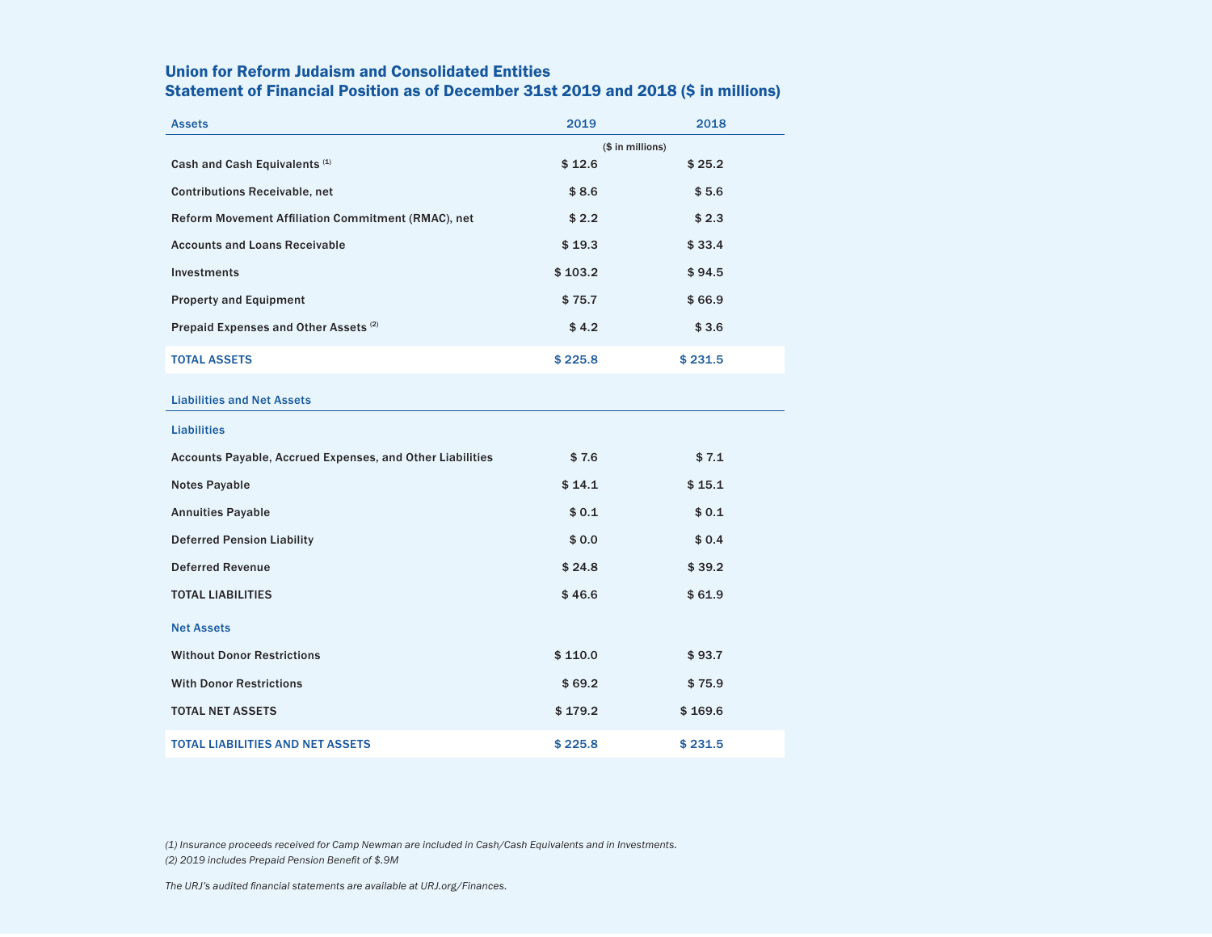## Union for Reform Judaism and Consolidated Entities
## Statement of Financial Position as of December 31st 2019 and 2018 ($ in millions)

| Assets | 2019 | 2018 |
| --- | --- | --- |
| | ($ in millions) | |
| Cash and Cash Equivalents [(1)] | $ 12.6 | $ 25.2 |
| Contributions Receivable, net | $ 8.6 | $ 5.6 |
| Reform Movement Affiliation Commitment (RMAC), net | $ 2.2 | $ 2.3 |
| Accounts and Loans Receivable | $ 19.3 | $ 33.4 |
| Investments | $ 103.2 | $ 94.5 |
| Property and Equipment | $ 75.7 | $ 66.9 |
| Prepaid Expenses and Other Assets [(2)] | $ 4.2 | $ 3.6 |
| **TOTAL ASSETS** | **$ 225.8** | **$ 231.5** |
| **Liabilities and Net Assets** | | |
| **Liabilities** | | |
| Accounts Payable, Accrued Expenses, and Other Liabilities | $ 7.6 | $ 7.1 |
| Notes Payable | $ 14.1 | $ 15.1 |
| Annuities Payable | $ 0.1 | $ 0.1 |
| Deferred Pension Liability | $ 0.0 | $ 0.4 |
| Deferred Revenue | $ 24.8 | $ 39.2 |
| TOTAL LIABILITIES | $ 46.6 | $ 61.9 |
| **Net Assets** | | |
| Without Donor Restrictions | $ 110.0 | $ 93.7 |
| With Donor Restrictions | $ 69.2 | $ 75.9 |
| TOTAL NET ASSETS | $ 179.2 | $ 169.6 |
| **TOTAL LIABILITIES AND NET ASSETS** | **$ 225.8** | **$ 231.5** |

*(1) Insurance proceeds received for Camp Newman are included in Cash/Cash Equivalents and in Investments.*
*(2) 2019 includes Prepaid Pension Benefit of $.9M*

*The URJ's audited financial statements are available at URJ.org/Finances.*